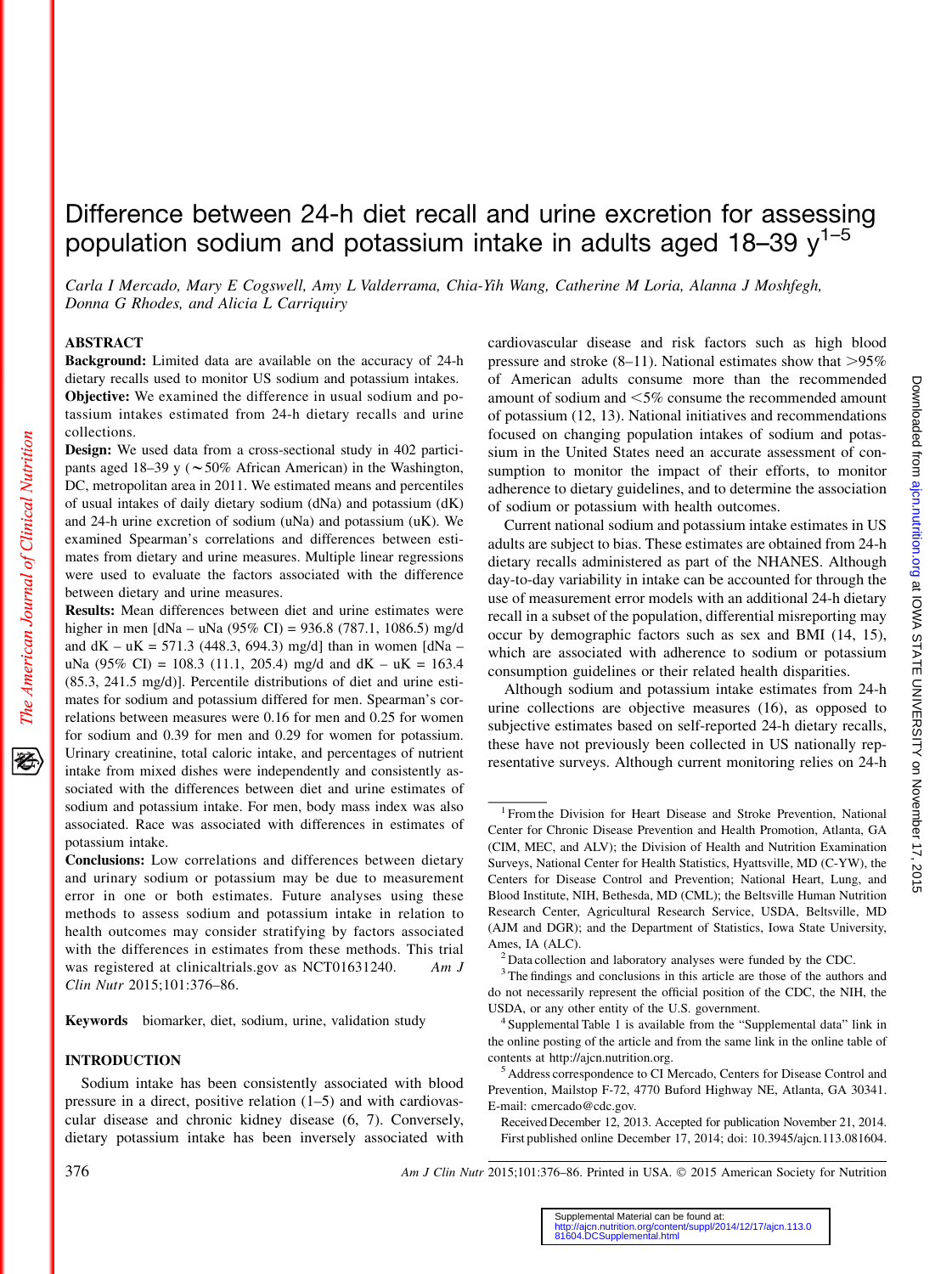# Difference between 24-h diet recall and urine excretion for assessing population sodium and potassium intake in adults aged 18–39 y[1–5]

*Carla I Mercado, Mary E Cogswell, Amy L Valderrama, Chia-Yih Wang, Catherine M Loria, Alanna J Moshfegh, Donna G Rhodes, and Alicia L Carriquiry*

## ABSTRACT

**Background:** Limited data are available on the accuracy of 24-h dietary recalls used to monitor US sodium and potassium intakes.

**Objective:** We examined the difference in usual sodium and potassium intakes estimated from 24-h dietary recalls and urine collections.

**Design:** We used data from a cross-sectional study in 402 participants aged 18–39 y (∼50% African American) in the Washington, DC, metropolitan area in 2011. We estimated means and percentiles of usual intakes of daily dietary sodium (dNa) and potassium (dK) and 24-h urine excretion of sodium (uNa) and potassium (uK). We examined Spearman's correlations and differences between estimates from dietary and urine measures. Multiple linear regressions were used to evaluate the factors associated with the difference between dietary and urine measures.

**Results:** Mean differences between diet and urine estimates were higher in men [dNa – uNa (95% CI) = 936.8 (787.1, 1086.5) mg/d and dK – uK = 571.3 (448.3, 694.3) mg/d] than in women [dNa – uNa (95% CI) = 108.3 (11.1, 205.4) mg/d and dK – uK = 163.4 (85.3, 241.5 mg/d)]. Percentile distributions of diet and urine estimates for sodium and potassium differed for men. Spearman's correlations between measures were 0.16 for men and 0.25 for women for sodium and 0.39 for men and 0.29 for women for potassium. Urinary creatinine, total caloric intake, and percentages of nutrient intake from mixed dishes were independently and consistently associated with the differences between diet and urine estimates of sodium and potassium intake. For men, body mass index was also associated. Race was associated with differences in estimates of potassium intake.

**Conclusions:** Low correlations and differences between dietary and urinary sodium or potassium may be due to measurement error in one or both estimates. Future analyses using these methods to assess sodium and potassium intake in relation to health outcomes may consider stratifying by factors associated with the differences in estimates from these methods. This trial was registered at clinicaltrials.gov as NCT01631240. *Am J Clin Nutr* 2015;101:376–86.

**Keywords** biomarker, diet, sodium, urine, validation study

## INTRODUCTION

Sodium intake has been consistently associated with blood pressure in a direct, positive relation (1–5) and with cardiovascular disease and chronic kidney disease (6, 7). Conversely, dietary potassium intake has been inversely associated with cardiovascular disease and risk factors such as high blood pressure and stroke (8–11). National estimates show that >95% of American adults consume more than the recommended amount of sodium and <5% consume the recommended amount of potassium (12, 13). National initiatives and recommendations focused on changing population intakes of sodium and potassium in the United States need an accurate assessment of consumption to monitor the impact of their efforts, to monitor adherence to dietary guidelines, and to determine the association of sodium or potassium with health outcomes.

Current national sodium and potassium intake estimates in US adults are subject to bias. These estimates are obtained from 24-h dietary recalls administered as part of the NHANES. Although day-to-day variability in intake can be accounted for through the use of measurement error models with an additional 24-h dietary recall in a subset of the population, differential misreporting may occur by demographic factors such as sex and BMI (14, 15), which are associated with adherence to sodium or potassium consumption guidelines or their related health disparities.

Although sodium and potassium intake estimates from 24-h urine collections are objective measures (16), as opposed to subjective estimates based on self-reported 24-h dietary recalls, these have not previously been collected in US nationally representative surveys. Although current monitoring relies on 24-h

---

[1] From the Division for Heart Disease and Stroke Prevention, National Center for Chronic Disease Prevention and Health Promotion, Atlanta, GA (CIM, MEC, and ALV); the Division of Health and Nutrition Examination Surveys, National Center for Health Statistics, Hyattsville, MD (C-YW), the Centers for Disease Control and Prevention; National Heart, Lung, and Blood Institute, NIH, Bethesda, MD (CML); the Beltsville Human Nutrition Research Center, Agricultural Research Service, USDA, Beltsville, MD (AJM and DGR); and the Department of Statistics, Iowa State University, Ames, IA (ALC).

[2] Data collection and laboratory analyses were funded by the CDC.

[3] The findings and conclusions in this article are those of the authors and do not necessarily represent the official position of the CDC, the NIH, the USDA, or any other entity of the U.S. government.

[4] Supplemental Table 1 is available from the "Supplemental data" link in the online posting of the article and from the same link in the online table of contents at http://ajcn.nutrition.org.

[5] Address correspondence to CI Mercado, Centers for Disease Control and Prevention, Mailstop F-72, 4770 Buford Highway NE, Atlanta, GA 30341. E-mail: cmercado@cdc.gov.

Received December 12, 2013. Accepted for publication November 21, 2014.

First published online December 17, 2014; doi: 10.3945/ajcn.113.081604.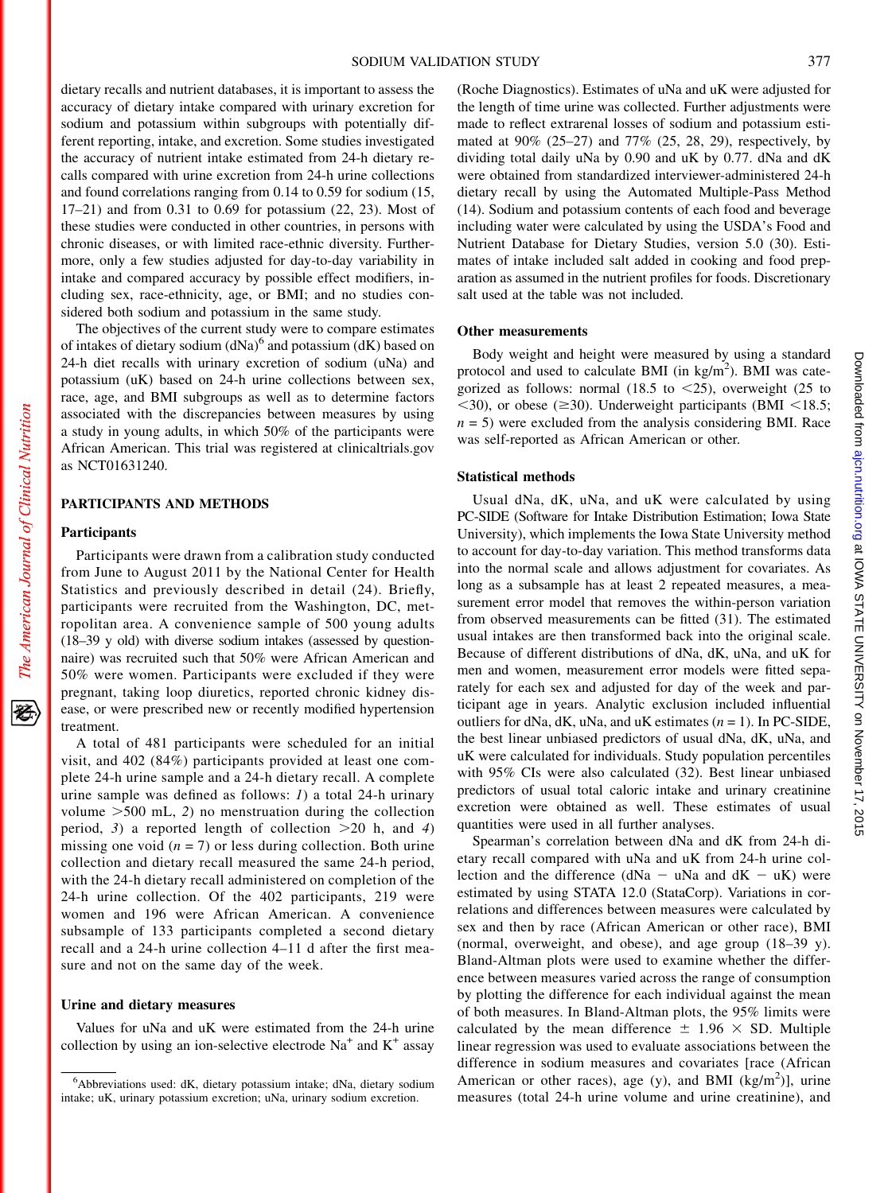dietary recalls and nutrient databases, it is important to assess the accuracy of dietary intake compared with urinary excretion for sodium and potassium within subgroups with potentially different reporting, intake, and excretion. Some studies investigated the accuracy of nutrient intake estimated from 24-h dietary recalls compared with urine excretion from 24-h urine collections and found correlations ranging from 0.14 to 0.59 for sodium (15, 17–21) and from 0.31 to 0.69 for potassium (22, 23). Most of these studies were conducted in other countries, in persons with chronic diseases, or with limited race-ethnic diversity. Furthermore, only a few studies adjusted for day-to-day variability in intake and compared accuracy by possible effect modifiers, including sex, race-ethnicity, age, or BMI; and no studies considered both sodium and potassium in the same study.

The objectives of the current study were to compare estimates of intakes of dietary sodium (dNa)[6] and potassium (dK) based on 24-h diet recalls with urinary excretion of sodium (uNa) and potassium (uK) based on 24-h urine collections between sex, race, age, and BMI subgroups as well as to determine factors associated with the discrepancies between measures by using a study in young adults, in which 50% of the participants were African American. This trial was registered at clinicaltrials.gov as NCT01631240.

## PARTICIPANTS AND METHODS

### Participants

Participants were drawn from a calibration study conducted from June to August 2011 by the National Center for Health Statistics and previously described in detail (24). Briefly, participants were recruited from the Washington, DC, metropolitan area. A convenience sample of 500 young adults (18–39 y old) with diverse sodium intakes (assessed by questionnaire) was recruited such that 50% were African American and 50% were women. Participants were excluded if they were pregnant, taking loop diuretics, reported chronic kidney disease, or were prescribed new or recently modified hypertension treatment.

A total of 481 participants were scheduled for an initial visit, and 402 (84%) participants provided at least one complete 24-h urine sample and a 24-h dietary recall. A complete urine sample was defined as follows: *1*) a total 24-h urinary volume >500 mL, *2*) no menstruation during the collection period, *3*) a reported length of collection >20 h, and *4*) missing one void ($n = 7$) or less during collection. Both urine collection and dietary recall measured the same 24-h period, with the 24-h dietary recall administered on completion of the 24-h urine collection. Of the 402 participants, 219 were women and 196 were African American. A convenience subsample of 133 participants completed a second dietary recall and a 24-h urine collection 4–11 d after the first measure and not on the same day of the week.

### Urine and dietary measures

Values for uNa and uK were estimated from the 24-h urine collection by using an ion-selective electrode $Na^+$ and $K^+$ assay (Roche Diagnostics). Estimates of uNa and uK were adjusted for the length of time urine was collected. Further adjustments were made to reflect extrarenal losses of sodium and potassium estimated at 90% (25–27) and 77% (25, 28, 29), respectively, by dividing total daily uNa by 0.90 and uK by 0.77. dNa and dK were obtained from standardized interviewer-administered 24-h dietary recall by using the Automated Multiple-Pass Method (14). Sodium and potassium contents of each food and beverage including water were calculated by using the USDA's Food and Nutrient Database for Dietary Studies, version 5.0 (30). Estimates of intake included salt added in cooking and food preparation as assumed in the nutrient profiles for foods. Discretionary salt used at the table was not included.

### Other measurements

Body weight and height were measured by using a standard protocol and used to calculate BMI (in $kg/m^2$). BMI was categorized as follows: normal (18.5 to <25), overweight (25 to <30), or obese (≥30). Underweight participants (BMI <18.5; $n = 5$) were excluded from the analysis considering BMI. Race was self-reported as African American or other.

### Statistical methods

Usual dNa, dK, uNa, and uK were calculated by using PC-SIDE (Software for Intake Distribution Estimation; Iowa State University), which implements the Iowa State University method to account for day-to-day variation. This method transforms data into the normal scale and allows adjustment for covariates. As long as a subsample has at least 2 repeated measures, a measurement error model that removes the within-person variation from observed measurements can be fitted (31). The estimated usual intakes are then transformed back into the original scale. Because of different distributions of dNa, dK, uNa, and uK for men and women, measurement error models were fitted separately for each sex and adjusted for day of the week and participant age in years. Analytic exclusion included influential outliers for dNa, dK, uNa, and uK estimates ($n = 1$). In PC-SIDE, the best linear unbiased predictors of usual dNa, dK, uNa, and uK were calculated for individuals. Study population percentiles with 95% CIs were also calculated (32). Best linear unbiased predictors of usual total caloric intake and urinary creatinine excretion were obtained as well. These estimates of usual quantities were used in all further analyses.

Spearman's correlation between dNa and dK from 24-h dietary recall compared with uNa and uK from 24-h urine collection and the difference (dNa − uNa and dK − uK) were estimated by using STATA 12.0 (StataCorp). Variations in correlations and differences between measures were calculated by sex and then by race (African American or other race), BMI (normal, overweight, and obese), and age group (18–39 y). Bland-Altman plots were used to examine whether the difference between measures varied across the range of consumption by plotting the difference for each individual against the mean of both measures. In Bland-Altman plots, the 95% limits were calculated by the mean difference ± 1.96 × SD. Multiple linear regression was used to evaluate associations between the difference in sodium measures and covariates [race (African American or other races), age (y), and BMI ($kg/m^2$)], urine measures (total 24-h urine volume and urine creatinine), and

[6] Abbreviations used: dK, dietary potassium intake; dNa, dietary sodium intake; uK, urinary potassium excretion; uNa, urinary sodium excretion.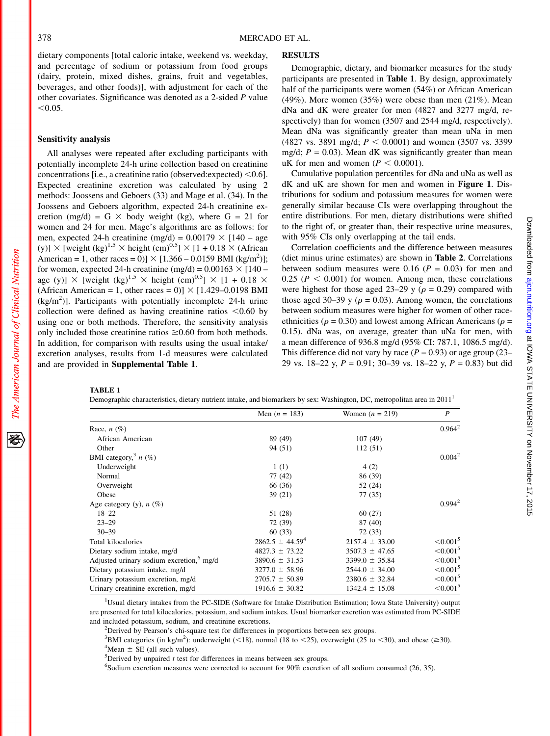dietary components [total caloric intake, weekend vs. weekday, and percentage of sodium or potassium from food groups (dairy, protein, mixed dishes, grains, fruit and vegetables, beverages, and other foods)], with adjustment for each of the other covariates. Significance was denoted as a 2-sided $P$ value <0.05.

### Sensitivity analysis

All analyses were repeated after excluding participants with potentially incomplete 24-h urine collection based on creatinine concentrations [i.e., a creatinine ratio (observed:expected) <0.6]. Expected creatinine excretion was calculated by using 2 methods: Joossens and Geboers (33) and Mage et al. (34). In the Joossens and Geboers algorithm, expected 24-h creatinine excretion (mg/d) = G × body weight (kg), where G = 21 for women and 24 for men. Mage's algorithms are as follows: for men, expected 24-h creatinine (mg/d) = 0.00179 × [140 – age (y)] × [weight (kg)$^{1.5}$ × height (cm)$^{0.5}$] × [1 + 0.18 × (African American = 1, other races = 0)] × [1.366 – 0.0159 BMI (kg/m$^2$)]; for women, expected 24-h creatinine (mg/d) = 0.00163 × [140 – age (y)] × [weight (kg)$^{1.5}$ × height (cm)$^{0.5}$] × [1 + 0.18 × (African American = 1, other races = 0)] × [1.429–0.0198 BMI (kg/m$^2$)]. Participants with potentially incomplete 24-h urine collection were defined as having creatinine ratios <0.60 by using one or both methods. Therefore, the sensitivity analysis only included those creatinine ratios ≥0.60 from both methods. In addition, for comparison with results using the usual intake/excretion analyses, results from 1-d measures were calculated and are provided in **Supplemental Table 1**.

## RESULTS

Demographic, dietary, and biomarker measures for the study participants are presented in **Table 1**. By design, approximately half of the participants were women (54%) or African American (49%). More women (35%) were obese than men (21%). Mean dNa and dK were greater for men (4827 and 3277 mg/d, respectively) than for women (3507 and 2544 mg/d, respectively). Mean dNa was significantly greater than mean uNa in men (4827 vs. 3891 mg/d; $P$ < 0.0001) and women (3507 vs. 3399 mg/d; $P$ = 0.03). Mean dK was significantly greater than mean uK for men and women ($P$ < 0.0001).

Cumulative population percentiles for dNa and uNa as well as dK and uK are shown for men and women in **Figure 1**. Distributions for sodium and potassium measures for women were generally similar because CIs were overlapping throughout the entire distributions. For men, dietary distributions were shifted to the right of, or greater than, their respective urine measures, with 95% CIs only overlapping at the tail ends.

Correlation coefficients and the difference between measures (diet minus urine estimates) are shown in **Table 2**. Correlations between sodium measures were 0.16 ($P$ = 0.03) for men and 0.25 ($P$ < 0.001) for women. Among men, these correlations were highest for those aged 23–29 y ($\rho$ = 0.29) compared with those aged 30–39 y ($\rho$ = 0.03). Among women, the correlations between sodium measures were higher for women of other race-ethnicities ($\rho$ = 0.30) and lowest among African Americans ($\rho$ = 0.15). dNa was, on average, greater than uNa for men, with a mean difference of 936.8 mg/d (95% CI: 787.1, 1086.5 mg/d). This difference did not vary by race ($P$ = 0.93) or age group (23–29 vs. 18–22 y, $P$ = 0.91; 30–39 vs. 18–22 y, $P$ = 0.83) but did

**TABLE 1**
Demographic characteristics, dietary nutrient intake, and biomarkers by sex: Washington, DC, metropolitan area in 2011[1]

| | Men ($n$ = 183) | Women ($n$ = 219) | $P$ |
|---|---|---|---|
| Race, $n$ (%) | | | 0.964[2] |
| African American | 89 (49) | 107 (49) | |
| Other | 94 (51) | 112 (51) | |
| BMI category,[3] $n$ (%) | | | 0.004[2] |
| Underweight | 1 (1) | 4 (2) | |
| Normal | 77 (42) | 86 (39) | |
| Overweight | 66 (36) | 52 (24) | |
| Obese | 39 (21) | 77 (35) | |
| Age category (y), $n$ (%) | | | 0.994[2] |
| 18–22 | 51 (28) | 60 (27) | |
| 23–29 | 72 (39) | 87 (40) | |
| 30–39 | 60 (33) | 72 (33) | |
| Total kilocalories | 2862.5 ± 44.59[4] | 2157.4 ± 33.00 | <0.001[5] |
| Dietary sodium intake, mg/d | 4827.3 ± 73.22 | 3507.3 ± 47.65 | <0.001[5] |
| Adjusted urinary sodium excretion,[6] mg/d | 3890.6 ± 31.53 | 3399.0 ± 35.84 | <0.001[5] |
| Dietary potassium intake, mg/d | 3277.0 ± 58.96 | 2544.0 ± 34.00 | <0.001[5] |
| Urinary potassium excretion, mg/d | 2705.7 ± 50.89 | 2380.6 ± 32.84 | <0.001[5] |
| Urinary creatinine excretion, mg/d | 1916.6 ± 30.82 | 1342.4 ± 15.08 | <0.001[5] |

[1]Usual dietary intakes from the PC-SIDE (Software for Intake Distribution Estimation; Iowa State University) output are presented for total kilocalories, potassium, and sodium intakes. Usual biomarker excretion was estimated from PC-SIDE and included potassium, sodium, and creatinine excretions.
[2]Derived by Pearson's chi-square test for differences in proportions between sex groups.
[3]BMI categories (in kg/m$^2$): underweight (<18), normal (18 to <25), overweight (25 to <30), and obese (≥30).
[4]Mean ± SE (all such values).
[5]Derived by unpaired $t$ test for differences in means between sex groups.
[6]Sodium excretion measures were corrected to account for 90% excretion of all sodium consumed (26, 35).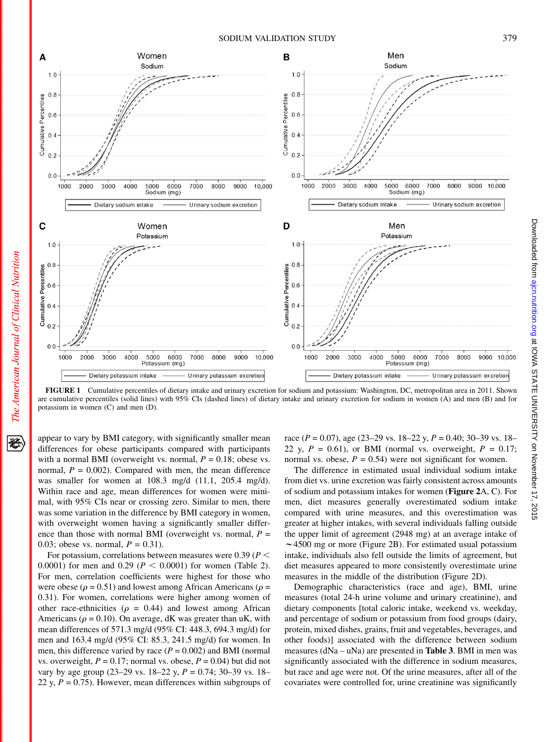FIGURE 1 Cumulative percentiles of dietary intake and urinary excretion for sodium and potassium: Washington, DC, metropolitan area in 2011. Shown are cumulative percentiles (solid lines) with 95% CIs (dashed lines) of dietary intake and urinary excretion for sodium in women (A) and men (B) and for potassium in women (C) and men (D).

appear to vary by BMI category, with significantly smaller mean differences for obese participants compared with participants with a normal BMI (overweight vs. normal, $P = 0.18$; obese vs. normal, $P = 0.002$). Compared with men, the mean difference was smaller for women at 108.3 mg/d (11.1, 205.4 mg/d). Within race and age, mean differences for women were minimal, with 95% CIs near or crossing zero. Similar to men, there was some variation in the difference by BMI category in women, with overweight women having a significantly smaller difference than those with normal BMI (overweight vs. normal, $P = 0.03$; obese vs. normal, $P = 0.31$).

For potassium, correlations between measures were 0.39 ($P < 0.0001$) for men and 0.29 ($P < 0.0001$) for women (Table 2). For men, correlation coefficients were highest for those who were obese ($\rho = 0.51$) and lowest among African Americans ($\rho = 0.31$). For women, correlations were higher among women of other race-ethnicities ($\rho = 0.44$) and lowest among African Americans ($\rho = 0.10$). On average, dK was greater than uK, with mean differences of 571.3 mg/d (95% CI: 448.3, 694.3 mg/d) for men and 163.4 mg/d (95% CI: 85.3, 241.5 mg/d) for women. In men, this difference varied by race ($P = 0.002$) and BMI (normal vs. overweight, $P = 0.17$; normal vs. obese, $P = 0.04$) but did not vary by age group (23–29 vs. 18–22 y, $P = 0.74$; 30–39 vs. 18–22 y, $P = 0.75$). However, mean differences within subgroups of race ($P = 0.07$), age (23–29 vs. 18–22 y, $P = 0.40$; 30–39 vs. 18–22 y, $P = 0.61$), or BMI (normal vs. overweight, $P = 0.17$; normal vs. obese, $P = 0.54$) were not significant for women.

The difference in estimated usual individual sodium intake from diet vs. urine excretion was fairly consistent across amounts of sodium and potassium intakes for women (**Figure 2**A, C). For men, diet measures generally overestimated sodium intake compared with urine measures, and this overestimation was greater at higher intakes, with several individuals falling outside the upper limit of agreement (2948 mg) at an average intake of ~4500 mg or more (Figure 2B). For estimated usual potassium intake, individuals also fell outside the limits of agreement, but diet measures appeared to more consistently overestimate urine measures in the middle of the distribution (Figure 2D).

Demographic characteristics (race and age), BMI, urine measures (total 24-h urine volume and urinary creatinine), and dietary components [total caloric intake, weekend vs. weekday, and percentage of sodium or potassium from food groups (dairy, protein, mixed dishes, grains, fruit and vegetables, beverages, and other foods)] associated with the difference between sodium measures (dNa – uNa) are presented in **Table 3**. BMI in men was significantly associated with the difference in sodium measures, but race and age were not. Of the urine measures, after all of the covariates were controlled for, urine creatinine was significantly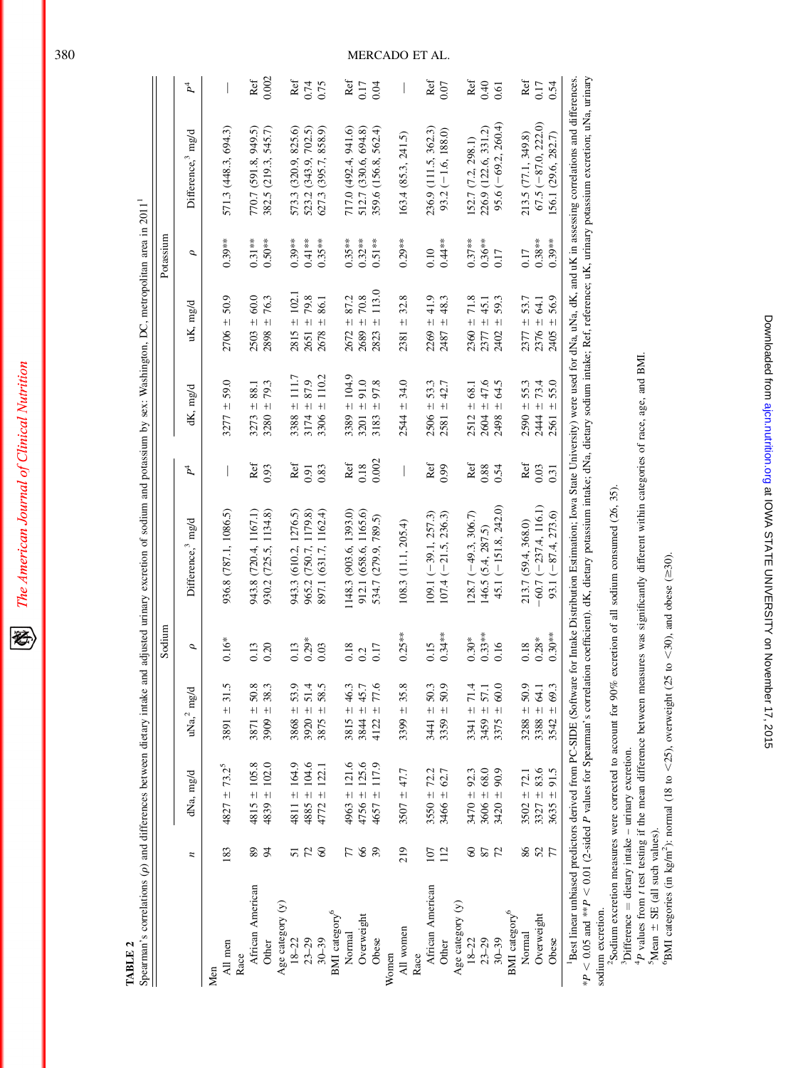**TABLE 2**

Spearman's correlations (ρ) and differences between dietary intake and adjusted urinary excretion of sodium and potassium by sex: Washington, DC, metropolitan area in 2011[1]

| | | Sodium | | | | | Potassium | | | | |
|---|---|---|---|---|---|---|---|---|---|---|---|
| | *n* | dNa, mg/d | uNa,[2] mg/d | ρ | Difference,[3] mg/d | *P*[4] | dK, mg/d | uK, mg/d | ρ | Difference,[3] mg/d | *P*[4] |
| Men | | | | | | | | | | | |
| All men | 183 | 4827 ± 73.2[5] | 3891 ± 31.5 | 0.16* | 936.8 (787.1, 1086.5) | — | 3277 ± 59.0 | 2706 ± 50.9 | 0.39** | 571.3 (448.3, 694.3) | — |
| Race | | | | | | | | | | | |
| African American | 89 | 4815 ± 105.8 | 3871 ± 50.8 | 0.13 | 943.8 (720.4, 1167.1) | Ref | 3273 ± 88.1 | 2503 ± 60.0 | 0.31** | 770.7 (591.8, 949.5) | Ref |
| Other | 94 | 4839 ± 102.0 | 3909 ± 38.3 | 0.20 | 930.2 (725.5, 1134.8) | 0.93 | 3280 ± 79.3 | 2898 ± 76.3 | 0.50** | 382.5 (219.3, 545.7) | 0.002 |
| Age category (y) | | | | | | | | | | | |
| 18–22 | 51 | 4811 ± 164.9 | 3868 ± 53.9 | 0.13 | 943.3 (610.2, 1276.5) | Ref | 3388 ± 111.7 | 2815 ± 102.1 | 0.39** | 573.3 (320.9, 825.6) | Ref |
| 23–29 | 72 | 4885 ± 104.6 | 3920 ± 51.4 | 0.29* | 965.2 (750.7, 1179.8) | 0.91 | 3174 ± 87.9 | 2651 ± 79.8 | 0.41** | 523.2 (343.9, 702.5) | 0.74 |
| 30–39 | 60 | 4772 ± 122.1 | 3875 ± 58.5 | 0.03 | 897.1 (631.7, 1162.4) | 0.83 | 3306 ± 110.2 | 2678 ± 86.1 | 0.35** | 627.3 (395.7, 858.9) | 0.75 |
| BMI category[6] | | | | | | | | | | | |
| Normal | 77 | 4963 ± 121.6 | 3815 ± 46.3 | 0.18 | 1148.3 (903.6, 1393.0) | Ref | 3389 ± 104.9 | 2672 ± 87.2 | 0.35** | 717.0 (492.4, 941.6) | Ref |
| Overweight | 66 | 4756 ± 125.6 | 3844 ± 45.7 | 0.2 | 912.1 (658.6, 1165.6) | 0.18 | 3201 ± 91.0 | 2689 ± 70.8 | 0.32** | 512.7 (330.6, 694.8) | 0.17 |
| Obese | 39 | 4657 ± 117.9 | 4122 ± 77.6 | 0.17 | 534.7 (279.9, 789.5) | 0.002 | 3183 ± 97.8 | 2823 ± 113.0 | 0.51** | 359.6 (156.8, 562.4) | 0.04 |
| Women | | | | | | | | | | | |
| All women | 219 | 3507 ± 47.7 | 3399 ± 35.8 | 0.25** | 108.3 (11.1, 205.4) | — | 2544 ± 34.0 | 2381 ± 32.8 | 0.29** | 163.4 (85.3, 241.5) | — |
| Race | | | | | | | | | | | |
| African American | 107 | 3550 ± 72.2 | 3441 ± 50.3 | 0.15 | 109.1 (−39.1, 257.3) | Ref | 2506 ± 53.3 | 2269 ± 41.9 | 0.10 | 236.9 (111.5, 362.3) | Ref |
| Other | 112 | 3466 ± 62.7 | 3359 ± 50.9 | 0.34** | 107.4 (−21.5, 236.3) | 0.99 | 2581 ± 42.7 | 2487 ± 48.3 | 0.44** | 93.2 (−1.6, 188.0) | 0.07 |
| Age category (y) | | | | | | | | | | | |
| 18–22 | 60 | 3470 ± 92.3 | 3341 ± 71.4 | 0.30* | 128.7 (−49.3, 306.7) | Ref | 2512 ± 68.1 | 2360 ± 71.8 | 0.37** | 152.7 (7.2, 298.1) | Ref |
| 23–29 | 87 | 3606 ± 68.0 | 3459 ± 57.1 | 0.33** | 146.5 (5.4, 287.5) | 0.88 | 2604 ± 47.6 | 2377 ± 45.1 | 0.36** | 226.9 (122.6, 331.2) | 0.40 |
| 30–39 | 72 | 3420 ± 90.9 | 3375 ± 60.0 | 0.16 | 45.1 (−151.8, 242.0) | 0.54 | 2498 ± 64.5 | 2402 ± 59.3 | 0.17 | 95.6 (−69.2, 260.4) | 0.61 |
| BMI category[6] | | | | | | | | | | | |
| Normal | 86 | 3502 ± 72.1 | 3288 ± 50.9 | 0.18 | 213.7 (59.4, 368.0) | Ref | 2590 ± 55.3 | 2377 ± 53.7 | 0.17 | 213.5 (77.1, 349.8) | Ref |
| Overweight | 52 | 3327 ± 83.6 | 3388 ± 64.1 | 0.28* | −60.7 (−237.4, 116.1) | 0.03 | 2444 ± 73.4 | 2376 ± 64.1 | 0.38** | 67.5 (−87.0, 222.0) | 0.17 |
| Obese | 77 | 3635 ± 91.5 | 3542 ± 69.3 | 0.30** | 93.1 (−87.4, 273.6) | 0.31 | 2561 ± 55.0 | 2405 ± 56.9 | 0.39** | 156.1 (29.6, 282.7) | 0.54 |

[1]Best linear unbiased predictors derived from PC-SIDE (Software for Intake Distribution Estimation; Iowa State University) were used for dNa, uNa, dK, and uK in assessing correlations and differences. *$P < 0.05$ and **$P < 0.01$ (2-sided $P$ values for Spearman's correlation coefficient). dK, dietary potassium intake; dNa, dietary sodium intake; Ref, reference; uK, urinary potassium excretion; uNa, urinary sodium excretion.

[2]Sodium excretion measures were corrected to account for 90% excretion of all sodium consumed (26, 35).

[3]Difference = dietary intake – urinary excretion.

[4]*P* values from *t* test testing if the mean difference between measures was significantly different within categories of race, age, and BMI.

[5]Mean ± SE (all such values).

[6]BMI categories (in kg/m$^2$): normal (18 to <25), overweight (25 to <30), and obese (≥30).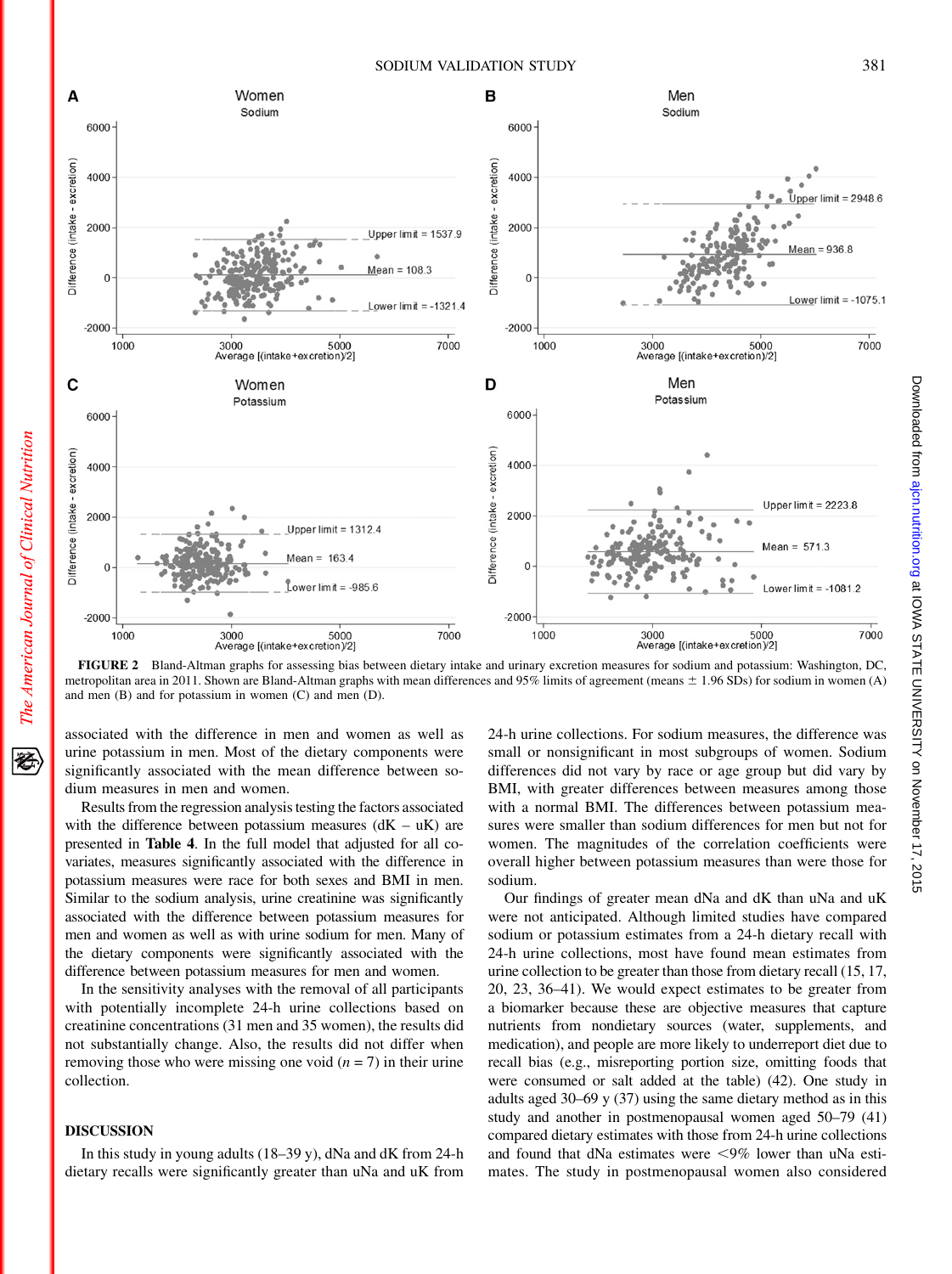FIGURE 2 Bland-Altman graphs for assessing bias between dietary intake and urinary excretion measures for sodium and potassium: Washington, DC, metropolitan area in 2011. Shown are Bland-Altman graphs with mean differences and 95% limits of agreement (means ± 1.96 SDs) for sodium in women (A) and men (B) and for potassium in women (C) and men (D).

associated with the difference in men and women as well as urine potassium in men. Most of the dietary components were significantly associated with the mean difference between sodium measures in men and women.

Results from the regression analysis testing the factors associated with the difference between potassium measures (dK – uK) are presented in **Table 4**. In the full model that adjusted for all covariates, measures significantly associated with the difference in potassium measures were race for both sexes and BMI in men. Similar to the sodium analysis, urine creatinine was significantly associated with the difference between potassium measures for men and women as well as with urine sodium for men. Many of the dietary components were significantly associated with the difference between potassium measures for men and women.

In the sensitivity analyses with the removal of all participants with potentially incomplete 24-h urine collections based on creatinine concentrations (31 men and 35 women), the results did not substantially change. Also, the results did not differ when removing those who were missing one void ($n = 7$) in their urine collection.

## DISCUSSION

In this study in young adults (18–39 y), dNa and dK from 24-h dietary recalls were significantly greater than uNa and uK from 24-h urine collections. For sodium measures, the difference was small or nonsignificant in most subgroups of women. Sodium differences did not vary by race or age group but did vary by BMI, with greater differences between measures among those with a normal BMI. The differences between potassium measures were smaller than sodium differences for men but not for women. The magnitudes of the correlation coefficients were overall higher between potassium measures than were those for sodium.

Our findings of greater mean dNa and dK than uNa and uK were not anticipated. Although limited studies have compared sodium or potassium estimates from a 24-h dietary recall with 24-h urine collections, most have found mean estimates from urine collection to be greater than those from dietary recall (15, 17, 20, 23, 36–41). We would expect estimates to be greater from a biomarker because these are objective measures that capture nutrients from nondietary sources (water, supplements, and medication), and people are more likely to underreport diet due to recall bias (e.g., misreporting portion size, omitting foods that were consumed or salt added at the table) (42). One study in adults aged 30–69 y (37) using the same dietary method as in this study and another in postmenopausal women aged 50–79 (41) compared dietary estimates with those from 24-h urine collections and found that dNa estimates were <9% lower than uNa estimates. The study in postmenopausal women also considered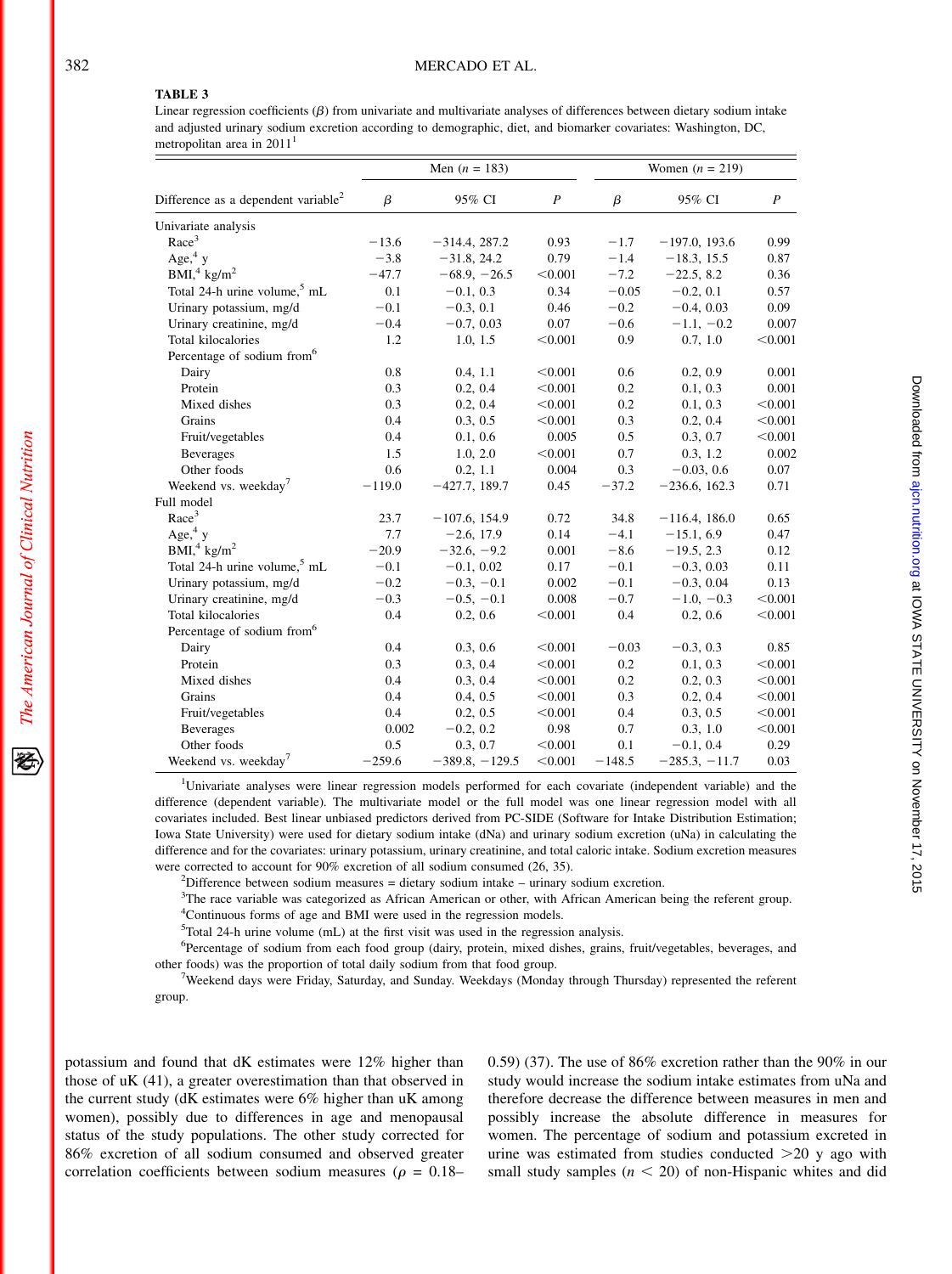**TABLE 3**

Linear regression coefficients (β) from univariate and multivariate analyses of differences between dietary sodium intake and adjusted urinary sodium excretion according to demographic, diet, and biomarker covariates: Washington, DC, metropolitan area in 2011[1]

| Difference as a dependent variable[2] | Men (n = 183) | | | Women (n = 219) | | |
|---|---|---|---|---|---|---|
| | β | 95% CI | P | β | 95% CI | P |
| Univariate analysis | | | | | | |
| Race[3] | −13.6 | −314.4, 287.2 | 0.93 | −1.7 | −197.0, 193.6 | 0.99 |
| Age,[4] y | −3.8 | −31.8, 24.2 | 0.79 | −1.4 | −18.3, 15.5 | 0.87 |
| BMI,[4] kg/m² | −47.7 | −68.9, −26.5 | <0.001 | −7.2 | −22.5, 8.2 | 0.36 |
| Total 24-h urine volume,[5] mL | 0.1 | −0.1, 0.3 | 0.34 | −0.05 | −0.2, 0.1 | 0.57 |
| Urinary potassium, mg/d | −0.1 | −0.3, 0.1 | 0.46 | −0.2 | −0.4, 0.03 | 0.09 |
| Urinary creatinine, mg/d | −0.4 | −0.7, 0.03 | 0.07 | −0.6 | −1.1, −0.2 | 0.007 |
| Total kilocalories | 1.2 | 1.0, 1.5 | <0.001 | 0.9 | 0.7, 1.0 | <0.001 |
| Percentage of sodium from[6] | | | | | | |
| Dairy | 0.8 | 0.4, 1.1 | <0.001 | 0.6 | 0.2, 0.9 | 0.001 |
| Protein | 0.3 | 0.2, 0.4 | <0.001 | 0.2 | 0.1, 0.3 | 0.001 |
| Mixed dishes | 0.3 | 0.2, 0.4 | <0.001 | 0.2 | 0.1, 0.3 | <0.001 |
| Grains | 0.4 | 0.3, 0.5 | <0.001 | 0.3 | 0.2, 0.4 | <0.001 |
| Fruit/vegetables | 0.4 | 0.1, 0.6 | 0.005 | 0.5 | 0.3, 0.7 | <0.001 |
| Beverages | 1.5 | 1.0, 2.0 | <0.001 | 0.7 | 0.3, 1.2 | 0.002 |
| Other foods | 0.6 | 0.2, 1.1 | 0.004 | 0.3 | −0.03, 0.6 | 0.07 |
| Weekend vs. weekday[7] | −119.0 | −427.7, 189.7 | 0.45 | −37.2 | −236.6, 162.3 | 0.71 |
| Full model | | | | | | |
| Race[3] | 23.7 | −107.6, 154.9 | 0.72 | 34.8 | −116.4, 186.0 | 0.65 |
| Age,[4] y | 7.7 | −2.6, 17.9 | 0.14 | −4.1 | −15.1, 6.9 | 0.47 |
| BMI,[4] kg/m² | −20.9 | −32.6, −9.2 | 0.001 | −8.6 | −19.5, 2.3 | 0.12 |
| Total 24-h urine volume,[5] mL | −0.1 | −0.1, 0.02 | 0.17 | −0.1 | −0.3, 0.03 | 0.11 |
| Urinary potassium, mg/d | −0.2 | −0.3, −0.1 | 0.002 | −0.1 | −0.3, 0.04 | 0.13 |
| Urinary creatinine, mg/d | −0.3 | −0.5, −0.1 | 0.008 | −0.7 | −1.0, −0.3 | <0.001 |
| Total kilocalories | 0.4 | 0.2, 0.6 | <0.001 | 0.4 | 0.2, 0.6 | <0.001 |
| Percentage of sodium from[6] | | | | | | |
| Dairy | 0.4 | 0.3, 0.6 | <0.001 | −0.03 | −0.3, 0.3 | 0.85 |
| Protein | 0.3 | 0.3, 0.4 | <0.001 | 0.2 | 0.1, 0.3 | <0.001 |
| Mixed dishes | 0.4 | 0.3, 0.4 | <0.001 | 0.2 | 0.2, 0.3 | <0.001 |
| Grains | 0.4 | 0.4, 0.5 | <0.001 | 0.3 | 0.2, 0.4 | <0.001 |
| Fruit/vegetables | 0.4 | 0.2, 0.5 | <0.001 | 0.4 | 0.3, 0.5 | <0.001 |
| Beverages | 0.002 | −0.2, 0.2 | 0.98 | 0.7 | 0.3, 1.0 | <0.001 |
| Other foods | 0.5 | 0.3, 0.7 | <0.001 | 0.1 | −0.1, 0.4 | 0.29 |
| Weekend vs. weekday[7] | −259.6 | −389.8, −129.5 | <0.001 | −148.5 | −285.3, −11.7 | 0.03 |

[1]Univariate analyses were linear regression models performed for each covariate (independent variable) and the difference (dependent variable). The multivariate model or the full model was one linear regression model with all covariates included. Best linear unbiased predictors derived from PC-SIDE (Software for Intake Distribution Estimation; Iowa State University) were used for dietary sodium intake (dNa) and urinary sodium excretion (uNa) in calculating the difference and for the covariates: urinary potassium, urinary creatinine, and total caloric intake. Sodium excretion measures were corrected to account for 90% excretion of all sodium consumed (26, 35).

[2]Difference between sodium measures = dietary sodium intake – urinary sodium excretion.

[3]The race variable was categorized as African American or other, with African American being the referent group.

[4]Continuous forms of age and BMI were used in the regression models.

[5]Total 24-h urine volume (mL) at the first visit was used in the regression analysis.

[6]Percentage of sodium from each food group (dairy, protein, mixed dishes, grains, fruit/vegetables, beverages, and other foods) was the proportion of total daily sodium from that food group.

[7]Weekend days were Friday, Saturday, and Sunday. Weekdays (Monday through Thursday) represented the referent group.

potassium and found that dK estimates were 12% higher than those of uK (41), a greater overestimation than that observed in the current study (dK estimates were 6% higher than uK among women), possibly due to differences in age and menopausal status of the study populations. The other study corrected for 86% excretion of all sodium consumed and observed greater correlation coefficients between sodium measures ($\rho$ = 0.18–0.59) (37). The use of 86% excretion rather than the 90% in our study would increase the sodium intake estimates from uNa and therefore decrease the difference between measures in men and possibly increase the absolute difference in measures for women. The percentage of sodium and potassium excreted in urine was estimated from studies conducted >20 y ago with small study samples ($n$ < 20) of non-Hispanic whites and did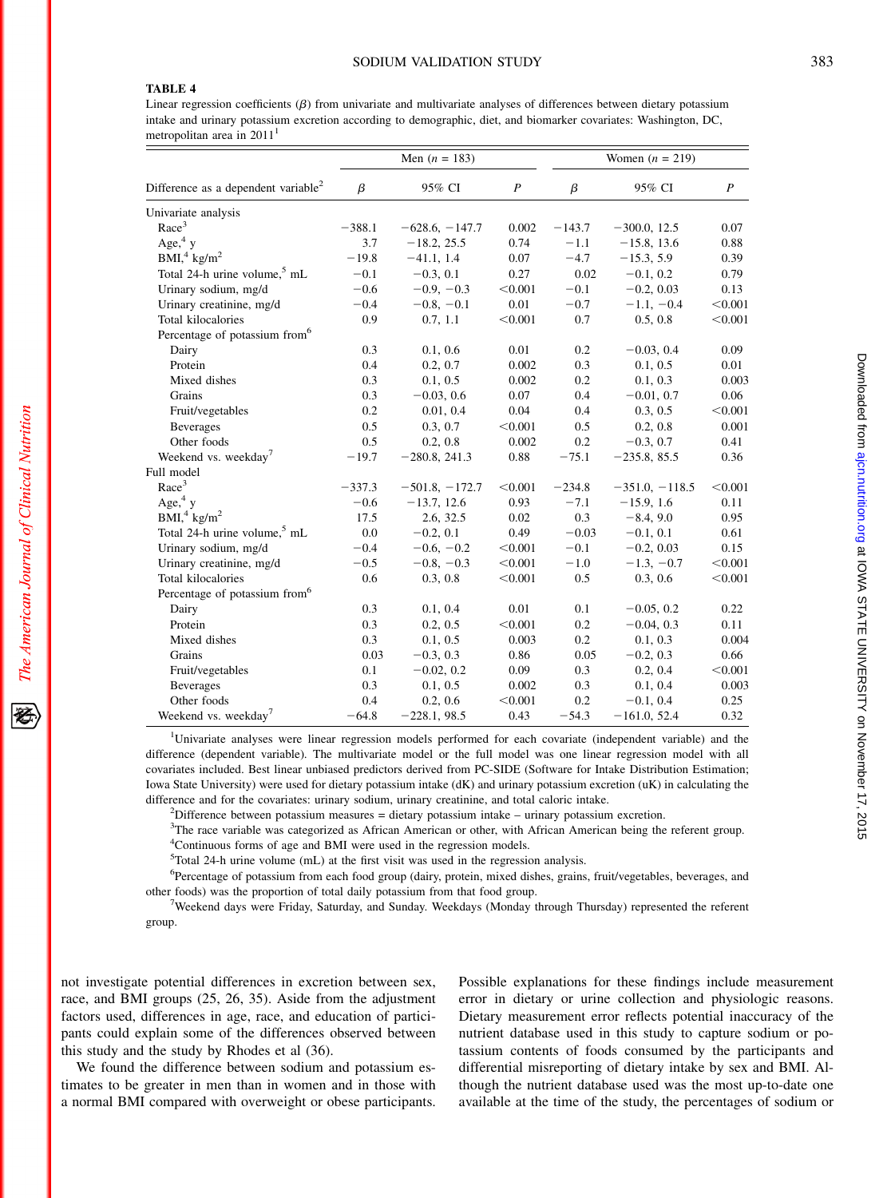**TABLE 4**

Linear regression coefficients (β) from univariate and multivariate analyses of differences between dietary potassium intake and urinary potassium excretion according to demographic, diet, and biomarker covariates: Washington, DC, metropolitan area in 2011[1]

| Difference as a dependent variable[2] | Men (n = 183) | | | Women (n = 219) | | |
|---|---|---|---|---|---|---|
| | β | 95% CI | P | β | 95% CI | P |
| Univariate analysis | | | | | | |
| Race[3] | −388.1 | −628.6, −147.7 | 0.002 | −143.7 | −300.0, 12.5 | 0.07 |
| Age,[4] y | 3.7 | −18.2, 25.5 | 0.74 | −1.1 | −15.8, 13.6 | 0.88 |
| BMI,[4] kg/m² | −19.8 | −41.1, 1.4 | 0.07 | −4.7 | −15.3, 5.9 | 0.39 |
| Total 24-h urine volume,[5] mL | −0.1 | −0.3, 0.1 | 0.27 | 0.02 | −0.1, 0.2 | 0.79 |
| Urinary sodium, mg/d | −0.6 | −0.9, −0.3 | <0.001 | −0.1 | −0.2, 0.03 | 0.13 |
| Urinary creatinine, mg/d | −0.4 | −0.8, −0.1 | 0.01 | −0.7 | −1.1, −0.4 | <0.001 |
| Total kilocalories | 0.9 | 0.7, 1.1 | <0.001 | 0.7 | 0.5, 0.8 | <0.001 |
| Percentage of potassium from[6] | | | | | | |
| Dairy | 0.3 | 0.1, 0.6 | 0.01 | 0.2 | −0.03, 0.4 | 0.09 |
| Protein | 0.4 | 0.2, 0.7 | 0.002 | 0.3 | 0.1, 0.5 | 0.01 |
| Mixed dishes | 0.3 | 0.1, 0.5 | 0.002 | 0.2 | 0.1, 0.3 | 0.003 |
| Grains | 0.3 | −0.03, 0.6 | 0.07 | 0.4 | −0.01, 0.7 | 0.06 |
| Fruit/vegetables | 0.2 | 0.01, 0.4 | 0.04 | 0.4 | 0.3, 0.5 | <0.001 |
| Beverages | 0.5 | 0.3, 0.7 | <0.001 | 0.5 | 0.2, 0.8 | 0.001 |
| Other foods | 0.5 | 0.2, 0.8 | 0.002 | 0.2 | −0.3, 0.7 | 0.41 |
| Weekend vs. weekday[7] | −19.7 | −280.8, 241.3 | 0.88 | −75.1 | −235.8, 85.5 | 0.36 |
| Full model | | | | | | |
| Race[3] | −337.3 | −501.8, −172.7 | <0.001 | −234.8 | −351.0, −118.5 | <0.001 |
| Age,[4] y | −0.6 | −13.7, 12.6 | 0.93 | −7.1 | −15.9, 1.6 | 0.11 |
| BMI,[4] kg/m² | 17.5 | 2.6, 32.5 | 0.02 | 0.3 | −8.4, 9.0 | 0.95 |
| Total 24-h urine volume,[5] mL | 0.0 | −0.2, 0.1 | 0.49 | −0.03 | −0.1, 0.1 | 0.61 |
| Urinary sodium, mg/d | −0.4 | −0.6, −0.2 | <0.001 | −0.1 | −0.2, 0.03 | 0.15 |
| Urinary creatinine, mg/d | −0.5 | −0.8, −0.3 | <0.001 | −1.0 | −1.3, −0.7 | <0.001 |
| Total kilocalories | 0.6 | 0.3, 0.8 | <0.001 | 0.5 | 0.3, 0.6 | <0.001 |
| Percentage of potassium from[6] | | | | | | |
| Dairy | 0.3 | 0.1, 0.4 | 0.01 | 0.1 | −0.05, 0.2 | 0.22 |
| Protein | 0.3 | 0.2, 0.5 | <0.001 | 0.2 | −0.04, 0.3 | 0.11 |
| Mixed dishes | 0.3 | 0.1, 0.5 | 0.003 | 0.2 | 0.1, 0.3 | 0.004 |
| Grains | 0.03 | −0.3, 0.3 | 0.86 | 0.05 | −0.2, 0.3 | 0.66 |
| Fruit/vegetables | 0.1 | −0.02, 0.2 | 0.09 | 0.3 | 0.2, 0.4 | <0.001 |
| Beverages | 0.3 | 0.1, 0.5 | 0.002 | 0.3 | 0.1, 0.4 | 0.003 |
| Other foods | 0.4 | 0.2, 0.6 | <0.001 | 0.2 | −0.1, 0.4 | 0.25 |
| Weekend vs. weekday[7] | −64.8 | −228.1, 98.5 | 0.43 | −54.3 | −161.0, 52.4 | 0.32 |

[1]Univariate analyses were linear regression models performed for each covariate (independent variable) and the difference (dependent variable). The multivariate model or the full model was one linear regression model with all covariates included. Best linear unbiased predictors derived from PC-SIDE (Software for Intake Distribution Estimation; Iowa State University) were used for dietary potassium intake (dK) and urinary potassium excretion (uK) in calculating the difference and for the covariates: urinary sodium, urinary creatinine, and total caloric intake.

[2]Difference between potassium measures = dietary potassium intake – urinary potassium excretion.

[3]The race variable was categorized as African American or other, with African American being the referent group.

[4]Continuous forms of age and BMI were used in the regression models.

[5]Total 24-h urine volume (mL) at the first visit was used in the regression analysis.

[6]Percentage of potassium from each food group (dairy, protein, mixed dishes, grains, fruit/vegetables, beverages, and other foods) was the proportion of total daily potassium from that food group.

[7]Weekend days were Friday, Saturday, and Sunday. Weekdays (Monday through Thursday) represented the referent group.

not investigate potential differences in excretion between sex, race, and BMI groups (25, 26, 35). Aside from the adjustment factors used, differences in age, race, and education of participants could explain some of the differences observed between this study and the study by Rhodes et al (36).

We found the difference between sodium and potassium estimates to be greater in men than in women and in those with a normal BMI compared with overweight or obese participants. Possible explanations for these findings include measurement error in dietary or urine collection and physiologic reasons. Dietary measurement error reflects potential inaccuracy of the nutrient database used in this study to capture sodium or potassium contents of foods consumed by the participants and differential misreporting of dietary intake by sex and BMI. Although the nutrient database used was the most up-to-date one available at the time of the study, the percentages of sodium or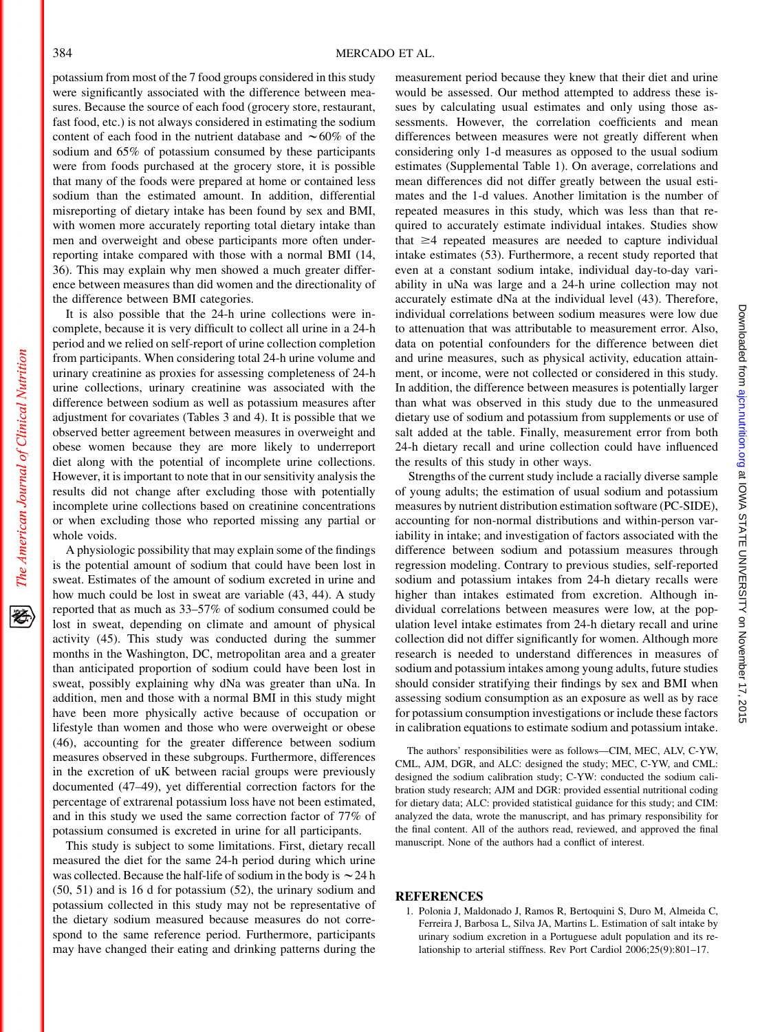potassium from most of the 7 food groups considered in this study were significantly associated with the difference between measures. Because the source of each food (grocery store, restaurant, fast food, etc.) is not always considered in estimating the sodium content of each food in the nutrient database and ∼60% of the sodium and 65% of potassium consumed by these participants were from foods purchased at the grocery store, it is possible that many of the foods were prepared at home or contained less sodium than the estimated amount. In addition, differential misreporting of dietary intake has been found by sex and BMI, with women more accurately reporting total dietary intake than men and overweight and obese participants more often underreporting intake compared with those with a normal BMI (14, 36). This may explain why men showed a much greater difference between measures than did women and the directionality of the difference between BMI categories.

It is also possible that the 24-h urine collections were incomplete, because it is very difficult to collect all urine in a 24-h period and we relied on self-report of urine collection completion from participants. When considering total 24-h urine volume and urinary creatinine as proxies for assessing completeness of 24-h urine collections, urinary creatinine was associated with the difference between sodium as well as potassium measures after adjustment for covariates (Tables 3 and 4). It is possible that we observed better agreement between measures in overweight and obese women because they are more likely to underreport diet along with the potential of incomplete urine collections. However, it is important to note that in our sensitivity analysis the results did not change after excluding those with potentially incomplete urine collections based on creatinine concentrations or when excluding those who reported missing any partial or whole voids.

A physiologic possibility that may explain some of the findings is the potential amount of sodium that could have been lost in sweat. Estimates of the amount of sodium excreted in urine and how much could be lost in sweat are variable (43, 44). A study reported that as much as 33–57% of sodium consumed could be lost in sweat, depending on climate and amount of physical activity (45). This study was conducted during the summer months in the Washington, DC, metropolitan area and a greater than anticipated proportion of sodium could have been lost in sweat, possibly explaining why dNa was greater than uNa. In addition, men and those with a normal BMI in this study might have been more physically active because of occupation or lifestyle than women and those who were overweight or obese (46), accounting for the greater difference between sodium measures observed in these subgroups. Furthermore, differences in the excretion of uK between racial groups were previously documented (47–49), yet differential correction factors for the percentage of extrarenal potassium loss have not been estimated, and in this study we used the same correction factor of 77% of potassium consumed is excreted in urine for all participants.

This study is subject to some limitations. First, dietary recall measured the diet for the same 24-h period during which urine was collected. Because the half-life of sodium in the body is ∼24 h (50, 51) and is 16 d for potassium (52), the urinary sodium and potassium collected in this study may not be representative of the dietary sodium measured because measures do not correspond to the same reference period. Furthermore, participants may have changed their eating and drinking patterns during the measurement period because they knew that their diet and urine would be assessed. Our method attempted to address these issues by calculating usual estimates and only using those assessments. However, the correlation coefficients and mean differences between measures were not greatly different when considering only 1-d measures as opposed to the usual sodium estimates (Supplemental Table 1). On average, correlations and mean differences did not differ greatly between the usual estimates and the 1-d values. Another limitation is the number of repeated measures in this study, which was less than that required to accurately estimate individual intakes. Studies show that ≥4 repeated measures are needed to capture individual intake estimates (53). Furthermore, a recent study reported that even at a constant sodium intake, individual day-to-day variability in uNa was large and a 24-h urine collection may not accurately estimate dNa at the individual level (43). Therefore, individual correlations between sodium measures were low due to attenuation that was attributable to measurement error. Also, data on potential confounders for the difference between diet and urine measures, such as physical activity, education attainment, or income, were not collected or considered in this study. In addition, the difference between measures is potentially larger than what was observed in this study due to the unmeasured dietary use of sodium and potassium from supplements or use of salt added at the table. Finally, measurement error from both 24-h dietary recall and urine collection could have influenced the results of this study in other ways.

Strengths of the current study include a racially diverse sample of young adults; the estimation of usual sodium and potassium measures by nutrient distribution estimation software (PC-SIDE), accounting for non-normal distributions and within-person variability in intake; and investigation of factors associated with the difference between sodium and potassium measures through regression modeling. Contrary to previous studies, self-reported sodium and potassium intakes from 24-h dietary recalls were higher than intakes estimated from excretion. Although individual correlations between measures were low, at the population level intake estimates from 24-h dietary recall and urine collection did not differ significantly for women. Although more research is needed to understand differences in measures of sodium and potassium intakes among young adults, future studies should consider stratifying their findings by sex and BMI when assessing sodium consumption as an exposure as well as by race for potassium consumption investigations or include these factors in calibration equations to estimate sodium and potassium intake.

The authors' responsibilities were as follows—CIM, MEC, ALV, C-YW, CML, AJM, DGR, and ALC: designed the study; MEC, C-YW, and CML: designed the sodium calibration study; C-YW: conducted the sodium calibration study research; AJM and DGR: provided essential nutritional coding for dietary data; ALC: provided statistical guidance for this study; and CIM: analyzed the data, wrote the manuscript, and has primary responsibility for the final content. All of the authors read, reviewed, and approved the final manuscript. None of the authors had a conflict of interest.

## REFERENCES

1. Polonia J, Maldonado J, Ramos R, Bertoquini S, Duro M, Almeida C, Ferreira J, Barbosa L, Silva JA, Martins L. Estimation of salt intake by urinary sodium excretion in a Portuguese adult population and its relationship to arterial stiffness. Rev Port Cardiol 2006;25(9):801–17.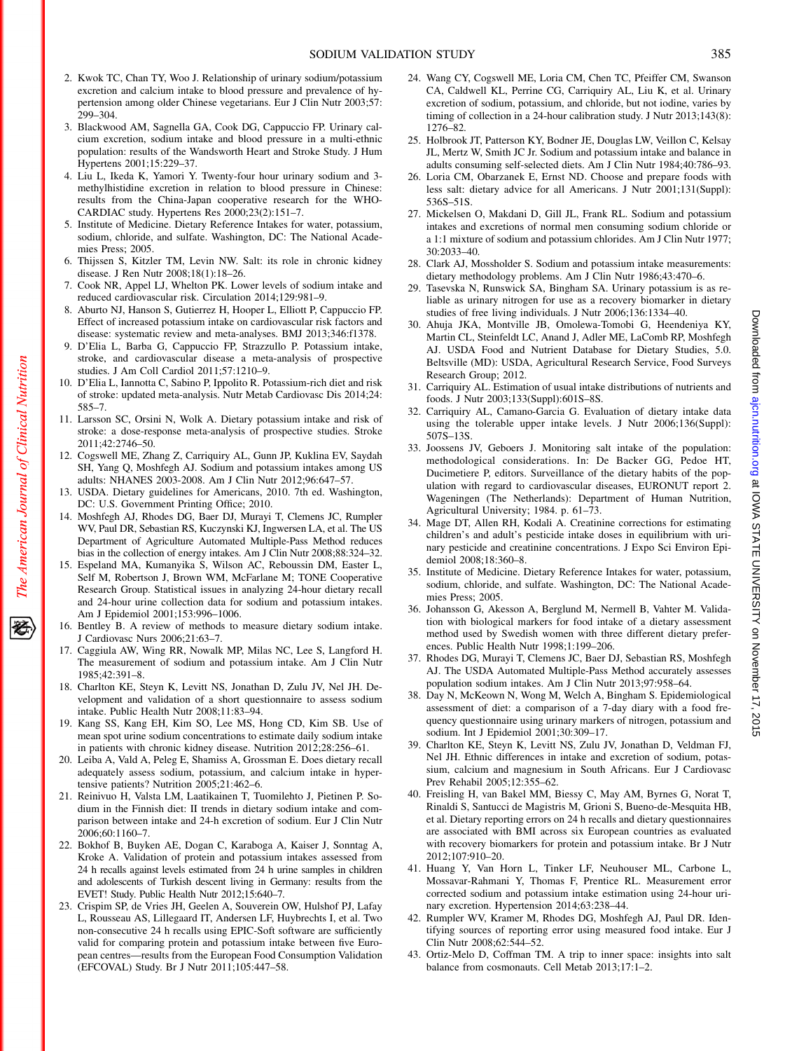2. Kwok TC, Chan TY, Woo J. Relationship of urinary sodium/potassium excretion and calcium intake to blood pressure and prevalence of hypertension among older Chinese vegetarians. Eur J Clin Nutr 2003;57:299–304.
3. Blackwood AM, Sagnella GA, Cook DG, Cappuccio FP. Urinary calcium excretion, sodium intake and blood pressure in a multi-ethnic population: results of the Wandsworth Heart and Stroke Study. J Hum Hypertens 2001;15:229–37.
4. Liu L, Ikeda K, Yamori Y. Twenty-four hour urinary sodium and 3-methylhistidine excretion in relation to blood pressure in Chinese: results from the China-Japan cooperative research for the WHO-CARDIAC study. Hypertens Res 2000;23(2):151–7.
5. Institute of Medicine. Dietary Reference Intakes for water, potassium, sodium, chloride, and sulfate. Washington, DC: The National Academies Press; 2005.
6. Thijssen S, Kitzler TM, Levin NW. Salt: its role in chronic kidney disease. J Ren Nutr 2008;18(1):18–26.
7. Cook NR, Appel LJ, Whelton PK. Lower levels of sodium intake and reduced cardiovascular risk. Circulation 2014;129:981–9.
8. Aburto NJ, Hanson S, Gutierrez H, Hooper L, Elliott P, Cappuccio FP. Effect of increased potassium intake on cardiovascular risk factors and disease: systematic review and meta-analyses. BMJ 2013;346:f1378.
9. D'Elia L, Barba G, Cappuccio FP, Strazzullo P. Potassium intake, stroke, and cardiovascular disease a meta-analysis of prospective studies. J Am Coll Cardiol 2011;57:1210–9.
10. D'Elia L, Iannotta C, Sabino P, Ippolito R. Potassium-rich diet and risk of stroke: updated meta-analysis. Nutr Metab Cardiovasc Dis 2014;24:585–7.
11. Larsson SC, Orsini N, Wolk A. Dietary potassium intake and risk of stroke: a dose-response meta-analysis of prospective studies. Stroke 2011;42:2746–50.
12. Cogswell ME, Zhang Z, Carriquiry AL, Gunn JP, Kuklina EV, Saydah SH, Yang Q, Moshfegh AJ. Sodium and potassium intakes among US adults: NHANES 2003-2008. Am J Clin Nutr 2012;96:647–57.
13. USDA. Dietary guidelines for Americans, 2010. 7th ed. Washington, DC: U.S. Government Printing Office; 2010.
14. Moshfegh AJ, Rhodes DG, Baer DJ, Murayi T, Clemens JC, Rumpler WV, Paul DR, Sebastian RS, Kuczynski KJ, Ingwersen LA, et al. The US Department of Agriculture Automated Multiple-Pass Method reduces bias in the collection of energy intakes. Am J Clin Nutr 2008;88:324–32.
15. Espeland MA, Kumanyika S, Wilson AC, Reboussin DM, Easter L, Self M, Robertson J, Brown WM, McFarlane M; TONE Cooperative Research Group. Statistical issues in analyzing 24-hour dietary recall and 24-hour urine collection data for sodium and potassium intakes. Am J Epidemiol 2001;153:996–1006.
16. Bentley B. A review of methods to measure dietary sodium intake. J Cardiovasc Nurs 2006;21:63–7.
17. Caggiula AW, Wing RR, Nowalk MP, Milas NC, Lee S, Langford H. The measurement of sodium and potassium intake. Am J Clin Nutr 1985;42:391–8.
18. Charlton KE, Steyn K, Levitt NS, Jonathan D, Zulu JV, Nel JH. Development and validation of a short questionnaire to assess sodium intake. Public Health Nutr 2008;11:83–94.
19. Kang SS, Kang EH, Kim SO, Lee MS, Hong CD, Kim SB. Use of mean spot urine sodium concentrations to estimate daily sodium intake in patients with chronic kidney disease. Nutrition 2012;28:256–61.
20. Leiba A, Vald A, Peleg E, Shamiss A, Grossman E. Does dietary recall adequately assess sodium, potassium, and calcium intake in hypertensive patients? Nutrition 2005;21:462–6.
21. Reinivuo H, Valsta LM, Laatikainen T, Tuomilehto J, Pietinen P. Sodium in the Finnish diet: II trends in dietary sodium intake and comparison between intake and 24-h excretion of sodium. Eur J Clin Nutr 2006;60:1160–7.
22. Bokhof B, Buyken AE, Dogan C, Karaboga A, Kaiser J, Sonntag A, Kroke A. Validation of protein and potassium intakes assessed from 24 h recalls against levels estimated from 24 h urine samples in children and adolescents of Turkish descent living in Germany: results from the EVET! Study. Public Health Nutr 2012;15:640–7.
23. Crispim SP, de Vries JH, Geelen A, Souverein OW, Hulshof PJ, Lafay L, Rousseau AS, Lillegaard IT, Andersen LF, Huybrechts I, et al. Two non-consecutive 24 h recalls using EPIC-Soft software are sufficiently valid for comparing protein and potassium intake between five European centres—results from the European Food Consumption Validation (EFCOVAL) Study. Br J Nutr 2011;105:447–58.
24. Wang CY, Cogswell ME, Loria CM, Chen TC, Pfeiffer CM, Swanson CA, Caldwell KL, Perrine CG, Carriquiry AL, Liu K, et al. Urinary excretion of sodium, potassium, and chloride, but not iodine, varies by timing of collection in a 24-hour calibration study. J Nutr 2013;143(8):1276–82.
25. Holbrook JT, Patterson KY, Bodner JE, Douglas LW, Veillon C, Kelsay JL, Mertz W, Smith JC Jr. Sodium and potassium intake and balance in adults consuming self-selected diets. Am J Clin Nutr 1984;40:786–93.
26. Loria CM, Obarzanek E, Ernst ND. Choose and prepare foods with less salt: dietary advice for all Americans. J Nutr 2001;131(Suppl):536S–51S.
27. Mickelsen O, Makdani D, Gill JL, Frank RL. Sodium and potassium intakes and excretions of normal men consuming sodium chloride or a 1:1 mixture of sodium and potassium chlorides. Am J Clin Nutr 1977;30:2033–40.
28. Clark AJ, Mossholder S. Sodium and potassium intake measurements: dietary methodology problems. Am J Clin Nutr 1986;43:470–6.
29. Tasevska N, Runswick SA, Bingham SA. Urinary potassium is as reliable as urinary nitrogen for use as a recovery biomarker in dietary studies of free living individuals. J Nutr 2006;136:1334–40.
30. Ahuja JKA, Montville JB, Omolewa-Tomobi G, Heendeniya KY, Martin CL, Steinfeldt LC, Anand J, Adler ME, LaComb RP, Moshfegh AJ. USDA Food and Nutrient Database for Dietary Studies, 5.0. Beltsville (MD): USDA, Agricultural Research Service, Food Surveys Research Group; 2012.
31. Carriquiry AL. Estimation of usual intake distributions of nutrients and foods. J Nutr 2003;133(Suppl):601S–8S.
32. Carriquiry AL, Camano-Garcia G. Evaluation of dietary intake data using the tolerable upper intake levels. J Nutr 2006;136(Suppl):507S–13S.
33. Joossens JV, Geboers J. Monitoring salt intake of the population: methodological considerations. In: De Backer GG, Pedoe HT, Ducimetiere P, editors. Surveillance of the dietary habits of the population with regard to cardiovascular diseases, EURONUT report 2. Wageningen (The Netherlands): Department of Human Nutrition, Agricultural University; 1984. p. 61–73.
34. Mage DT, Allen RH, Kodali A. Creatinine corrections for estimating children's and adult's pesticide intake doses in equilibrium with urinary pesticide and creatinine concentrations. J Expo Sci Environ Epidemiol 2008;18:360–8.
35. Institute of Medicine. Dietary Reference Intakes for water, potassium, sodium, chloride, and sulfate. Washington, DC: The National Academies Press; 2005.
36. Johansson G, Akesson A, Berglund M, Nermell B, Vahter M. Validation with biological markers for food intake of a dietary assessment method used by Swedish women with three different dietary preferences. Public Health Nutr 1998;1:199–206.
37. Rhodes DG, Murayi T, Clemens JC, Baer DJ, Sebastian RS, Moshfegh AJ. The USDA Automated Multiple-Pass Method accurately assesses population sodium intakes. Am J Clin Nutr 2013;97:958–64.
38. Day N, McKeown N, Wong M, Welch A, Bingham S. Epidemiological assessment of diet: a comparison of a 7-day diary with a food frequency questionnaire using urinary markers of nitrogen, potassium and sodium. Int J Epidemiol 2001;30:309–17.
39. Charlton KE, Steyn K, Levitt NS, Zulu JV, Jonathan D, Veldman FJ, Nel JH. Ethnic differences in intake and excretion of sodium, potassium, calcium and magnesium in South Africans. Eur J Cardiovasc Prev Rehabil 2005;12:355–62.
40. Freisling H, van Bakel MM, Biessy C, May AM, Byrnes G, Norat T, Rinaldi S, Santucci de Magistris M, Grioni S, Bueno-de-Mesquita HB, et al. Dietary reporting errors on 24 h recalls and dietary questionnaires are associated with BMI across six European countries as evaluated with recovery biomarkers for protein and potassium intake. Br J Nutr 2012;107:910–20.
41. Huang Y, Van Horn L, Tinker LF, Neuhouser ML, Carbone L, Mossavar-Rahmani Y, Thomas F, Prentice RL. Measurement error corrected sodium and potassium intake estimation using 24-hour urinary excretion. Hypertension 2014;63:238–44.
42. Rumpler WV, Kramer M, Rhodes DG, Moshfegh AJ, Paul DR. Identifying sources of reporting error using measured food intake. Eur J Clin Nutr 2008;62:544–52.
43. Ortiz-Melo D, Coffman TM. A trip to inner space: insights into salt balance from cosmonauts. Cell Metab 2013;17:1–2.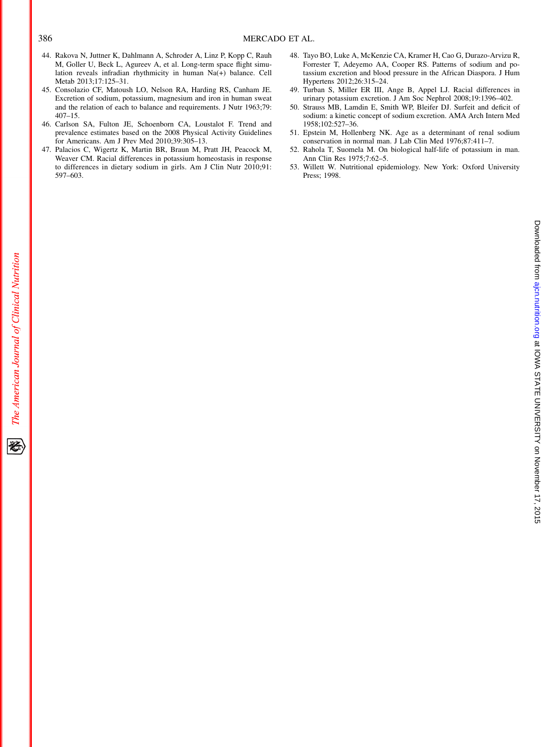44. Rakova N, Juttner K, Dahlmann A, Schroder A, Linz P, Kopp C, Rauh M, Goller U, Beck L, Agureev A, et al. Long-term space flight simulation reveals infradian rhythmicity in human Na(+) balance. Cell Metab 2013;17:125–31.
45. Consolazio CF, Matoush LO, Nelson RA, Harding RS, Canham JE. Excretion of sodium, potassium, magnesium and iron in human sweat and the relation of each to balance and requirements. J Nutr 1963;79: 407–15.
46. Carlson SA, Fulton JE, Schoenborn CA, Loustalot F. Trend and prevalence estimates based on the 2008 Physical Activity Guidelines for Americans. Am J Prev Med 2010;39:305–13.
47. Palacios C, Wigertz K, Martin BR, Braun M, Pratt JH, Peacock M, Weaver CM. Racial differences in potassium homeostasis in response to differences in dietary sodium in girls. Am J Clin Nutr 2010;91: 597–603.
48. Tayo BO, Luke A, McKenzie CA, Kramer H, Cao G, Durazo-Arvizu R, Forrester T, Adeyemo AA, Cooper RS. Patterns of sodium and potassium excretion and blood pressure in the African Diaspora. J Hum Hypertens 2012;26:315–24.
49. Turban S, Miller ER III, Ange B, Appel LJ. Racial differences in urinary potassium excretion. J Am Soc Nephrol 2008;19:1396–402.
50. Strauss MB, Lamdin E, Smith WP, Bleifer DJ. Surfeit and deficit of sodium: a kinetic concept of sodium excretion. AMA Arch Intern Med 1958;102:527–36.
51. Epstein M, Hollenberg NK. Age as a determinant of renal sodium conservation in normal man. J Lab Clin Med 1976;87:411–7.
52. Rahola T, Suomela M. On biological half-life of potassium in man. Ann Clin Res 1975;7:62–5.
53. Willett W. Nutritional epidemiology. New York: Oxford University Press; 1998.